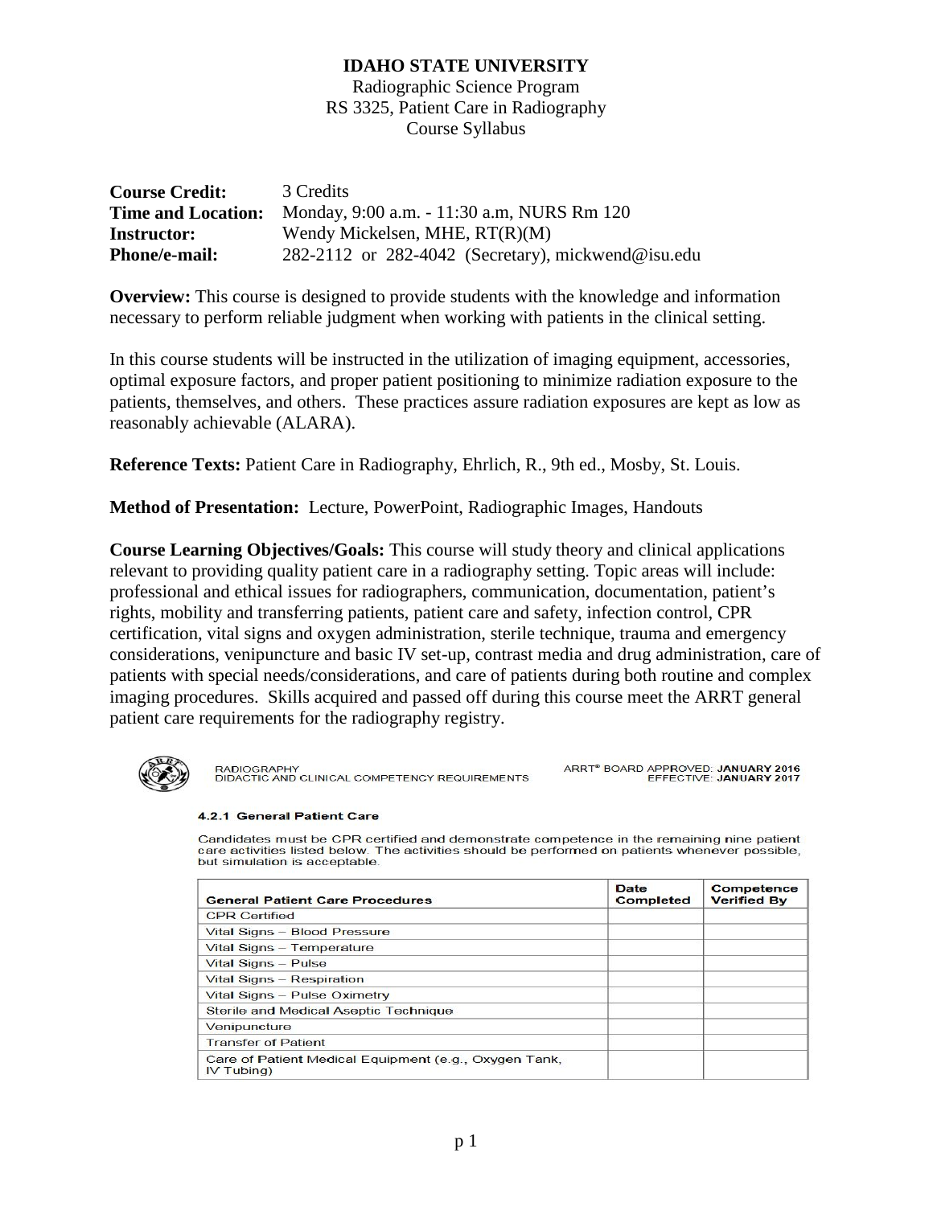**IDAHO STATE UNIVERSITY**
Radiographic Science Program
RS 3325, Patient Care in Radiography
Course Syllabus

**Course Credit:** 3 Credits
**Time and Location:** Monday, 9:00 a.m. - 11:30 a.m, NURS Rm 120
**Instructor:** Wendy Mickelsen, MHE, RT(R)(M)
**Phone/e-mail:** 282-2112 or 282-4042 (Secretary), mickwend@isu.edu

**Overview:** This course is designed to provide students with the knowledge and information necessary to perform reliable judgment when working with patients in the clinical setting.

In this course students will be instructed in the utilization of imaging equipment, accessories, optimal exposure factors, and proper patient positioning to minimize radiation exposure to the patients, themselves, and others. These practices assure radiation exposures are kept as low as reasonably achievable (ALARA).

**Reference Texts:** Patient Care in Radiography, Ehrlich, R., 9th ed., Mosby, St. Louis.

**Method of Presentation:** Lecture, PowerPoint, Radiographic Images, Handouts

**Course Learning Objectives/Goals:** This course will study theory and clinical applications relevant to providing quality patient care in a radiography setting. Topic areas will include: professional and ethical issues for radiographers, communication, documentation, patient's rights, mobility and transferring patients, patient care and safety, infection control, CPR certification, vital signs and oxygen administration, sterile technique, trauma and emergency considerations, venipuncture and basic IV set-up, contrast media and drug administration, care of patients with special needs/considerations, and care of patients during both routine and complex imaging procedures. Skills acquired and passed off during this course meet the ARRT general patient care requirements for the radiography registry.

RADIOGRAPHY
DIDACTIC AND CLINICAL COMPETENCY REQUIREMENTS

ARRT® BOARD APPROVED: **JANUARY 2016**
EFFECTIVE: **JANUARY 2017**

**4.2.1 General Patient Care**

Candidates must be CPR certified and demonstrate competence in the remaining nine patient care activities listed below. The activities should be performed on patients whenever possible, but simulation is acceptable.

| General Patient Care Procedures | Date Completed | Competence Verified By |
|---|---|---|
| CPR Certified | | |
| Vital Signs – Blood Pressure | | |
| Vital Signs – Temperature | | |
| Vital Signs – Pulse | | |
| Vital Signs – Respiration | | |
| Vital Signs – Pulse Oximetry | | |
| Sterile and Medical Aseptic Technique | | |
| Venipuncture | | |
| Transfer of Patient | | |
| Care of Patient Medical Equipment (e.g., Oxygen Tank, IV Tubing) | | |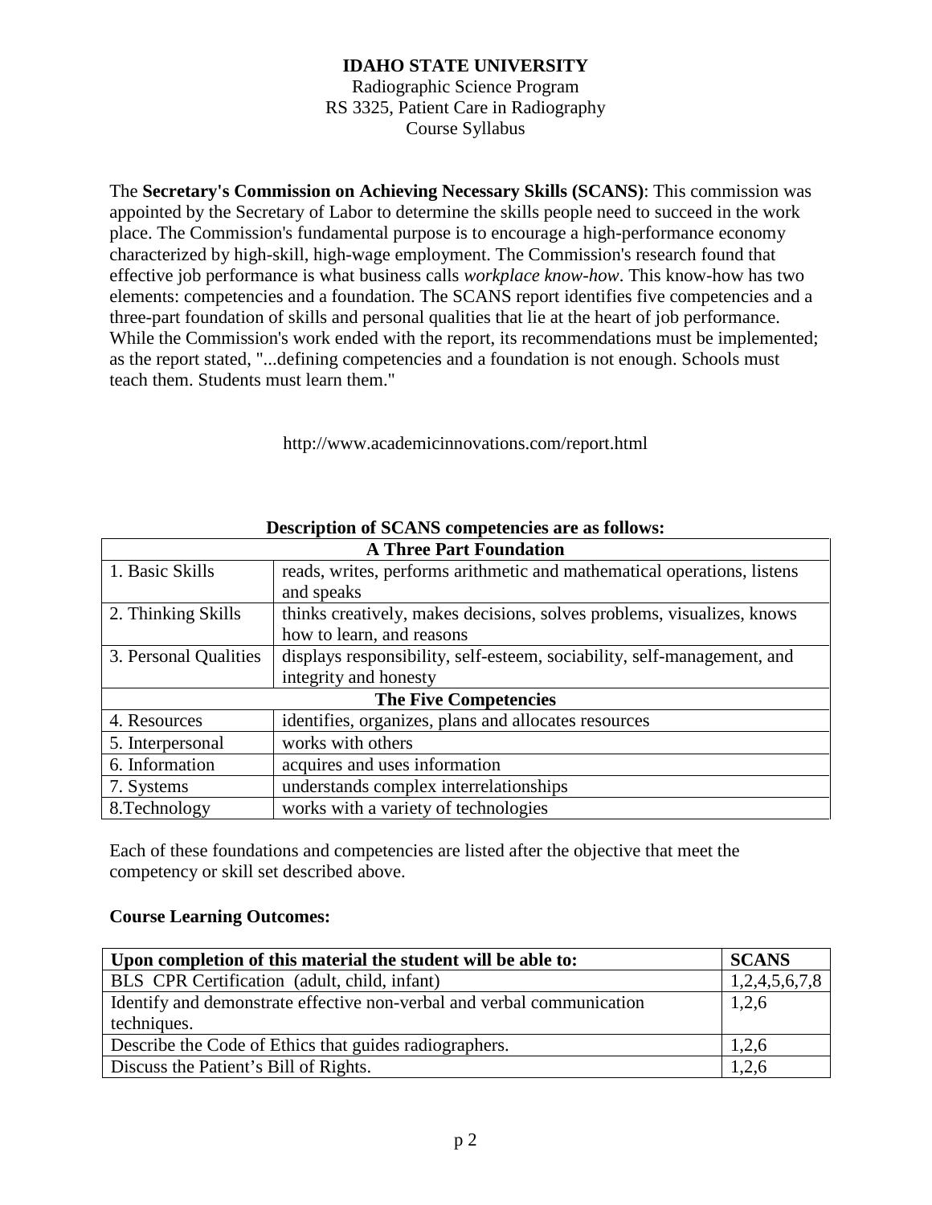**IDAHO STATE UNIVERSITY**
Radiographic Science Program
RS 3325, Patient Care in Radiography
Course Syllabus

The **Secretary's Commission on Achieving Necessary Skills (SCANS)**: This commission was appointed by the Secretary of Labor to determine the skills people need to succeed in the work place. The Commission's fundamental purpose is to encourage a high-performance economy characterized by high-skill, high-wage employment. The Commission's research found that effective job performance is what business calls *workplace know-how*. This know-how has two elements: competencies and a foundation. The SCANS report identifies five competencies and a three-part foundation of skills and personal qualities that lie at the heart of job performance. While the Commission's work ended with the report, its recommendations must be implemented; as the report stated, "...defining competencies and a foundation is not enough. Schools must teach them. Students must learn them."

http://www.academicinnovations.com/report.html

**Description of SCANS competencies are as follows:**

| **A Three Part Foundation** | |
|---|---|
| 1. Basic Skills | reads, writes, performs arithmetic and mathematical operations, listens and speaks |
| 2. Thinking Skills | thinks creatively, makes decisions, solves problems, visualizes, knows how to learn, and reasons |
| 3. Personal Qualities | displays responsibility, self-esteem, sociability, self-management, and integrity and honesty |
| **The Five Competencies** | |
| 4. Resources | identifies, organizes, plans and allocates resources |
| 5. Interpersonal | works with others |
| 6. Information | acquires and uses information |
| 7. Systems | understands complex interrelationships |
| 8.Technology | works with a variety of technologies |

Each of these foundations and competencies are listed after the objective that meet the competency or skill set described above.

**Course Learning Outcomes:**

| **Upon completion of this material the student will be able to:** | **SCANS** |
|---|---|
| BLS CPR Certification (adult, child, infant) | 1,2,4,5,6,7,8 |
| Identify and demonstrate effective non-verbal and verbal communication techniques. | 1,2,6 |
| Describe the Code of Ethics that guides radiographers. | 1,2,6 |
| Discuss the Patient's Bill of Rights. | 1,2,6 |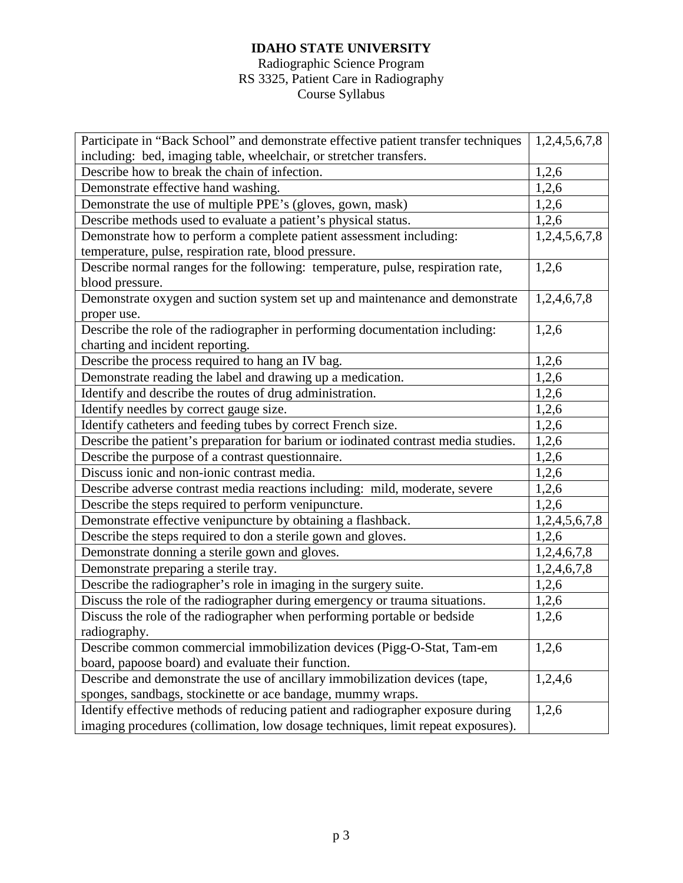**IDAHO STATE UNIVERSITY**
Radiographic Science Program
RS 3325, Patient Care in Radiography
Course Syllabus

| | |
|---|---|
| Participate in "Back School" and demonstrate effective patient transfer techniques including: bed, imaging table, wheelchair, or stretcher transfers. | 1,2,4,5,6,7,8 |
| Describe how to break the chain of infection. | 1,2,6 |
| Demonstrate effective hand washing. | 1,2,6 |
| Demonstrate the use of multiple PPE's (gloves, gown, mask) | 1,2,6 |
| Describe methods used to evaluate a patient's physical status. | 1,2,6 |
| Demonstrate how to perform a complete patient assessment including: temperature, pulse, respiration rate, blood pressure. | 1,2,4,5,6,7,8 |
| Describe normal ranges for the following: temperature, pulse, respiration rate, blood pressure. | 1,2,6 |
| Demonstrate oxygen and suction system set up and maintenance and demonstrate proper use. | 1,2,4,6,7,8 |
| Describe the role of the radiographer in performing documentation including: charting and incident reporting. | 1,2,6 |
| Describe the process required to hang an IV bag. | 1,2,6 |
| Demonstrate reading the label and drawing up a medication. | 1,2,6 |
| Identify and describe the routes of drug administration. | 1,2,6 |
| Identify needles by correct gauge size. | 1,2,6 |
| Identify catheters and feeding tubes by correct French size. | 1,2,6 |
| Describe the patient's preparation for barium or iodinated contrast media studies. | 1,2,6 |
| Describe the purpose of a contrast questionnaire. | 1,2,6 |
| Discuss ionic and non-ionic contrast media. | 1,2,6 |
| Describe adverse contrast media reactions including: mild, moderate, severe | 1,2,6 |
| Describe the steps required to perform venipuncture. | 1,2,6 |
| Demonstrate effective venipuncture by obtaining a flashback. | 1,2,4,5,6,7,8 |
| Describe the steps required to don a sterile gown and gloves. | 1,2,6 |
| Demonstrate donning a sterile gown and gloves. | 1,2,4,6,7,8 |
| Demonstrate preparing a sterile tray. | 1,2,4,6,7,8 |
| Describe the radiographer's role in imaging in the surgery suite. | 1,2,6 |
| Discuss the role of the radiographer during emergency or trauma situations. | 1,2,6 |
| Discuss the role of the radiographer when performing portable or bedside radiography. | 1,2,6 |
| Describe common commercial immobilization devices (Pigg-O-Stat, Tam-em board, papoose board) and evaluate their function. | 1,2,6 |
| Describe and demonstrate the use of ancillary immobilization devices (tape, sponges, sandbags, stockinette or ace bandage, mummy wraps. | 1,2,4,6 |
| Identify effective methods of reducing patient and radiographer exposure during imaging procedures (collimation, low dosage techniques, limit repeat exposures). | 1,2,6 |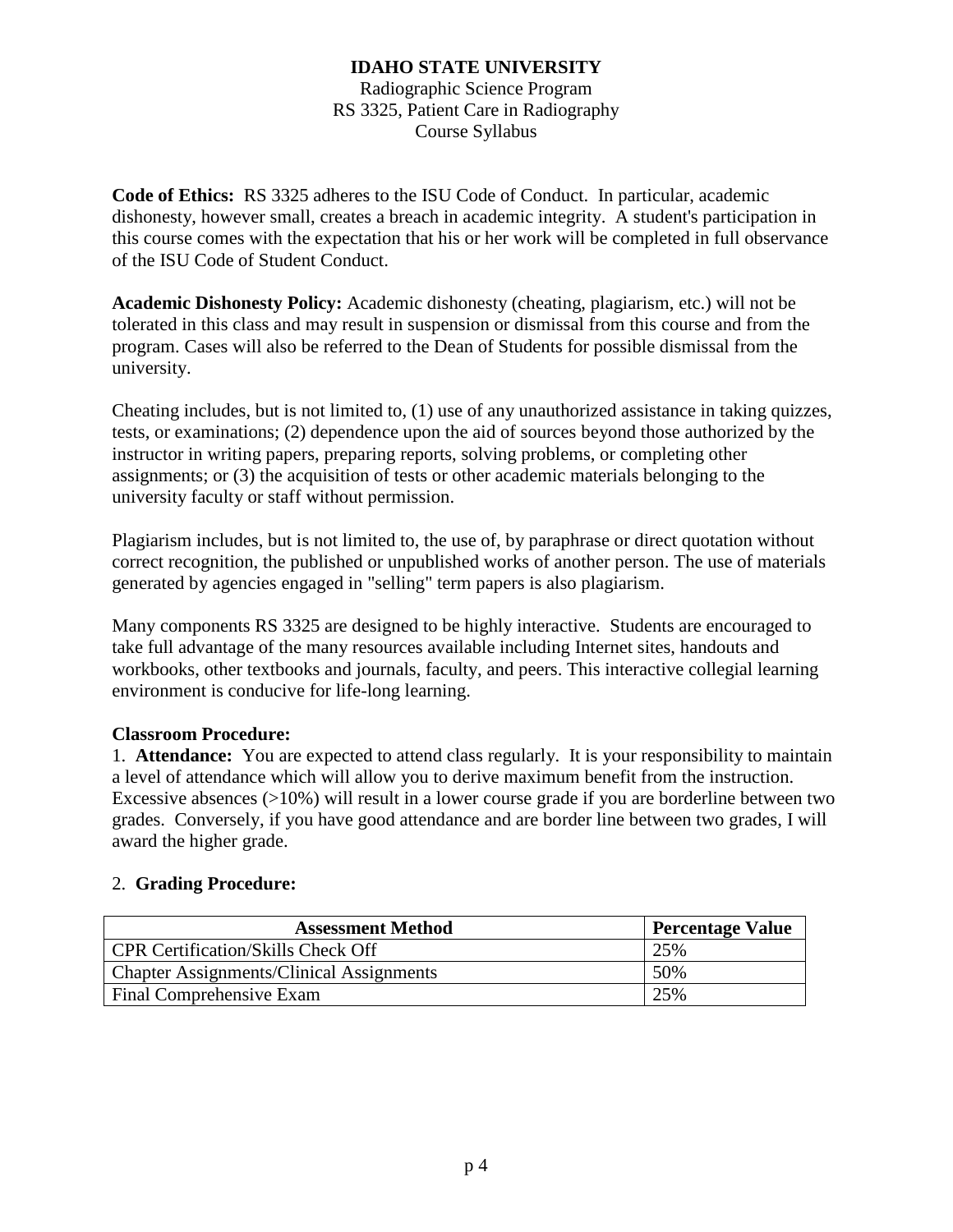**IDAHO STATE UNIVERSITY**
Radiographic Science Program
RS 3325, Patient Care in Radiography
Course Syllabus

**Code of Ethics:** RS 3325 adheres to the ISU Code of Conduct. In particular, academic dishonesty, however small, creates a breach in academic integrity. A student's participation in this course comes with the expectation that his or her work will be completed in full observance of the ISU Code of Student Conduct.

**Academic Dishonesty Policy:** Academic dishonesty (cheating, plagiarism, etc.) will not be tolerated in this class and may result in suspension or dismissal from this course and from the program. Cases will also be referred to the Dean of Students for possible dismissal from the university.

Cheating includes, but is not limited to, (1) use of any unauthorized assistance in taking quizzes, tests, or examinations; (2) dependence upon the aid of sources beyond those authorized by the instructor in writing papers, preparing reports, solving problems, or completing other assignments; or (3) the acquisition of tests or other academic materials belonging to the university faculty or staff without permission.

Plagiarism includes, but is not limited to, the use of, by paraphrase or direct quotation without correct recognition, the published or unpublished works of another person. The use of materials generated by agencies engaged in "selling" term papers is also plagiarism.

Many components RS 3325 are designed to be highly interactive. Students are encouraged to take full advantage of the many resources available including Internet sites, handouts and workbooks, other textbooks and journals, faculty, and peers. This interactive collegial learning environment is conducive for life-long learning.

**Classroom Procedure:**

1. **Attendance:** You are expected to attend class regularly. It is your responsibility to maintain a level of attendance which will allow you to derive maximum benefit from the instruction. Excessive absences (>10%) will result in a lower course grade if you are borderline between two grades. Conversely, if you have good attendance and are border line between two grades, I will award the higher grade.

2. **Grading Procedure:**

| Assessment Method | Percentage Value |
|---|---|
| CPR Certification/Skills Check Off | 25% |
| Chapter Assignments/Clinical Assignments | 50% |
| Final Comprehensive Exam | 25% |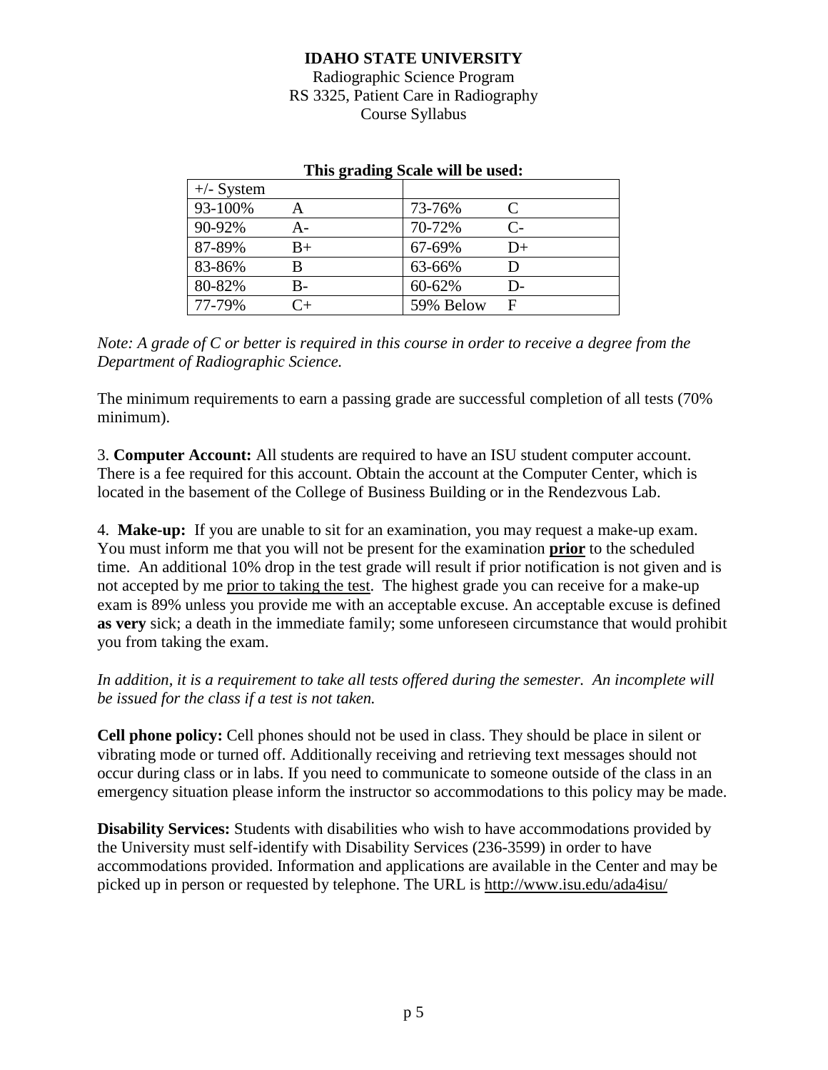**IDAHO STATE UNIVERSITY**

Radiographic Science Program

RS 3325, Patient Care in Radiography

Course Syllabus

**This grading Scale will be used:**

| +/- System | | | |
|---|---|---|---|
| 93-100% | A | 73-76% | C |
| 90-92% | A- | 70-72% | C- |
| 87-89% | B+ | 67-69% | D+ |
| 83-86% | B | 63-66% | D |
| 80-82% | B- | 60-62% | D- |
| 77-79% | C+ | 59% Below | F |

*Note: A grade of C or better is required in this course in order to receive a degree from the Department of Radiographic Science.*

The minimum requirements to earn a passing grade are successful completion of all tests (70% minimum).

3. **Computer Account:** All students are required to have an ISU student computer account. There is a fee required for this account. Obtain the account at the Computer Center, which is located in the basement of the College of Business Building or in the Rendezvous Lab.

4. **Make-up:** If you are unable to sit for an examination, you may request a make-up exam. You must inform me that you will not be present for the examination **prior** to the scheduled time. An additional 10% drop in the test grade will result if prior notification is not given and is not accepted by me prior to taking the test. The highest grade you can receive for a make-up exam is 89% unless you provide me with an acceptable excuse. An acceptable excuse is defined **as very** sick; a death in the immediate family; some unforeseen circumstance that would prohibit you from taking the exam.

*In addition, it is a requirement to take all tests offered during the semester. An incomplete will be issued for the class if a test is not taken.*

**Cell phone policy:** Cell phones should not be used in class. They should be place in silent or vibrating mode or turned off. Additionally receiving and retrieving text messages should not occur during class or in labs. If you need to communicate to someone outside of the class in an emergency situation please inform the instructor so accommodations to this policy may be made.

**Disability Services:** Students with disabilities who wish to have accommodations provided by the University must self-identify with Disability Services (236-3599) in order to have accommodations provided. Information and applications are available in the Center and may be picked up in person or requested by telephone. The URL is http://www.isu.edu/ada4isu/